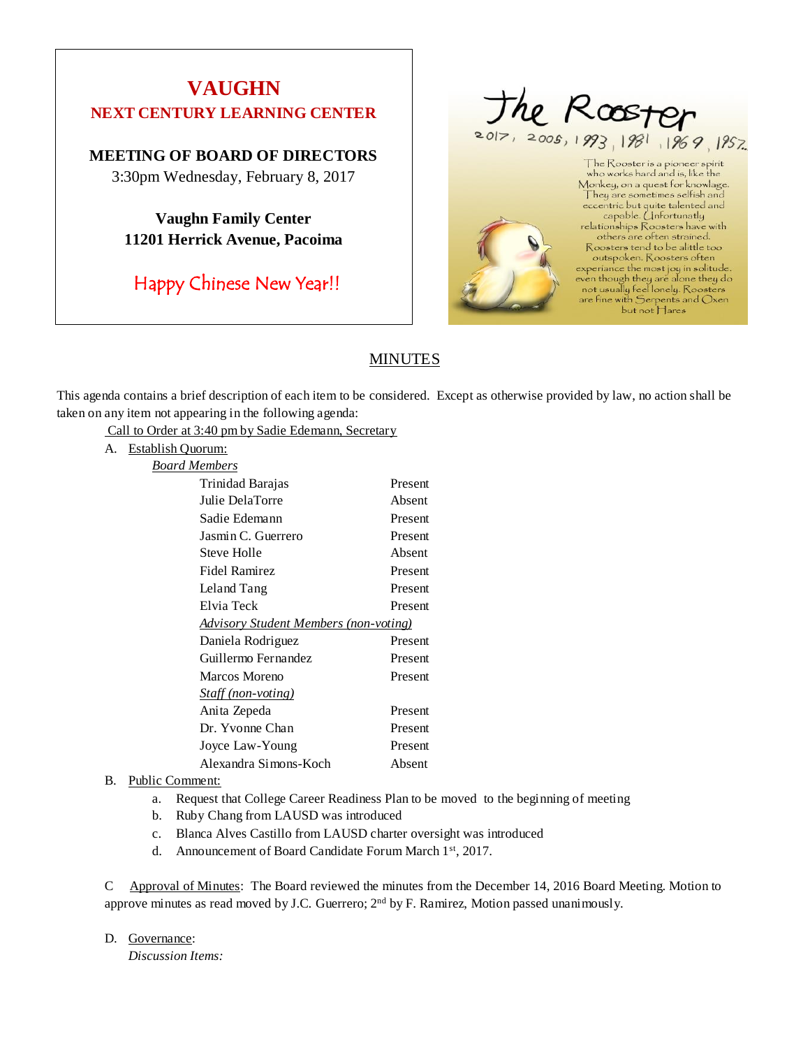# VAUGHN
## NEXT CENTURY LEARNING CENTER

**MEETING OF BOARD OF DIRECTORS**
3:30pm Wednesday, February 8, 2017

**Vaughn Family Center**
**11201 Herrick Avenue, Pacoima**

Happy Chinese New Year!!

The Rooster
2017, 2005, 1993, 1981, 1969, 1957

The Rooster is a pioneer spirit who works hard and is, like the Monkey, on a quest for knowlage. They are sometimes selfish and eccentric but quite talented and capable. Unfortunatly relationships Roosters have with others are often strained. Roosters tend to be alittle too outspoken. Roosters often experiance the most joy in solitude. even though they are alone they do not usually feel lonely. Roosters are fine with Serpents and Oxen but not Hares

## MINUTES

This agenda contains a brief description of each item to be considered. Except as otherwise provided by law, no action shall be taken on any item not appearing in the following agenda:

Call to Order at 3:40 pm by Sadie Edemann, Secretary

A. Establish Quorum:

*Board Members*

| | |
|---|---|
| Trinidad Barajas | Present |
| Julie DelaTorre | Absent |
| Sadie Edemann | Present |
| Jasmin C. Guerrero | Present |
| Steve Holle | Absent |
| Fidel Ramirez | Present |
| Leland Tang | Present |
| Elvia Teck | Present |
| *Advisory Student Members (non-voting)* | |
| Daniela Rodriguez | Present |
| Guillermo Fernandez | Present |
| Marcos Moreno | Present |
| *Staff (non-voting)* | |
| Anita Zepeda | Present |
| Dr. Yvonne Chan | Present |
| Joyce Law-Young | Present |
| Alexandra Simons-Koch | Absent |

B. Public Comment:

a. Request that College Career Readiness Plan to be moved to the beginning of meeting
b. Ruby Chang from LAUSD was introduced
c. Blanca Alves Castillo from LAUSD charter oversight was introduced
d. Announcement of Board Candidate Forum March 1st, 2017.

C Approval of Minutes: The Board reviewed the minutes from the December 14, 2016 Board Meeting. Motion to approve minutes as read moved by J.C. Guerrero; 2nd by F. Ramirez, Motion passed unanimously.

D. Governance:

*Discussion Items:*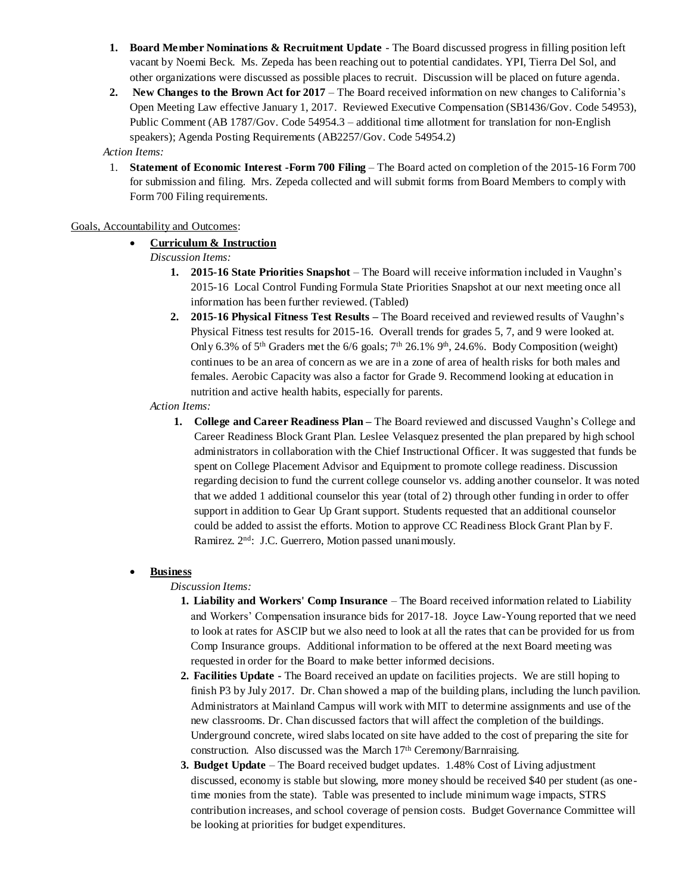1. **Board Member Nominations & Recruitment Update** - The Board discussed progress in filling position left vacant by Noemi Beck. Ms. Zepeda has been reaching out to potential candidates. YPI, Tierra Del Sol, and other organizations were discussed as possible places to recruit. Discussion will be placed on future agenda.
2. **New Changes to the Brown Act for 2017** – The Board received information on new changes to California's Open Meeting Law effective January 1, 2017. Reviewed Executive Compensation (SB1436/Gov. Code 54953), Public Comment (AB 1787/Gov. Code 54954.3 – additional time allotment for translation for non-English speakers); Agenda Posting Requirements (AB2257/Gov. Code 54954.2)

*Action Items:*

1. **Statement of Economic Interest -Form 700 Filing** – The Board acted on completion of the 2015-16 Form 700 for submission and filing. Mrs. Zepeda collected and will submit forms from Board Members to comply with Form 700 Filing requirements.

Goals, Accountability and Outcomes:

- **Curriculum & Instruction**

  *Discussion Items:*

  1. **2015-16 State Priorities Snapshot** – The Board will receive information included in Vaughn's 2015-16 Local Control Funding Formula State Priorities Snapshot at our next meeting once all information has been further reviewed. (Tabled)
  2. **2015-16 Physical Fitness Test Results –** The Board received and reviewed results of Vaughn's Physical Fitness test results for 2015-16. Overall trends for grades 5, 7, and 9 were looked at. Only 6.3% of 5th Graders met the 6/6 goals; 7th 26.1% 9th, 24.6%. Body Composition (weight) continues to be an area of concern as we are in a zone of area of health risks for both males and females. Aerobic Capacity was also a factor for Grade 9. Recommend looking at education in nutrition and active health habits, especially for parents.

  *Action Items:*

  1. **College and Career Readiness Plan –** The Board reviewed and discussed Vaughn's College and Career Readiness Block Grant Plan. Leslee Velasquez presented the plan prepared by high school administrators in collaboration with the Chief Instructional Officer. It was suggested that funds be spent on College Placement Advisor and Equipment to promote college readiness. Discussion regarding decision to fund the current college counselor vs. adding another counselor. It was noted that we added 1 additional counselor this year (total of 2) through other funding in order to offer support in addition to Gear Up Grant support. Students requested that an additional counselor could be added to assist the efforts. Motion to approve CC Readiness Block Grant Plan by F. Ramirez. 2nd: J.C. Guerrero, Motion passed unanimously.

- **Business**

  *Discussion Items:*

  1. **Liability and Workers' Comp Insurance** – The Board received information related to Liability and Workers' Compensation insurance bids for 2017-18. Joyce Law-Young reported that we need to look at rates for ASCIP but we also need to look at all the rates that can be provided for us from Comp Insurance groups. Additional information to be offered at the next Board meeting was requested in order for the Board to make better informed decisions.
  2. **Facilities Update -** The Board received an update on facilities projects. We are still hoping to finish P3 by July 2017. Dr. Chan showed a map of the building plans, including the lunch pavilion. Administrators at Mainland Campus will work with MIT to determine assignments and use of the new classrooms. Dr. Chan discussed factors that will affect the completion of the buildings. Underground concrete, wired slabs located on site have added to the cost of preparing the site for construction. Also discussed was the March 17th Ceremony/Barnraising.
  3. **Budget Update** – The Board received budget updates. 1.48% Cost of Living adjustment discussed, economy is stable but slowing, more money should be received $40 per student (as one-time monies from the state). Table was presented to include minimum wage impacts, STRS contribution increases, and school coverage of pension costs. Budget Governance Committee will be looking at priorities for budget expenditures.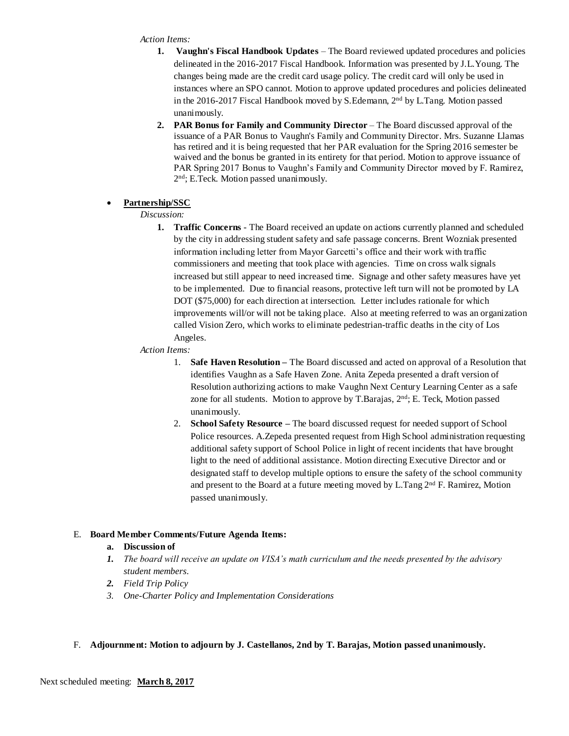*Action Items:*

1. **Vaughn's Fiscal Handbook Updates** – The Board reviewed updated procedures and policies delineated in the 2016-2017 Fiscal Handbook. Information was presented by J.L.Young. The changes being made are the credit card usage policy. The credit card will only be used in instances where an SPO cannot. Motion to approve updated procedures and policies delineated in the 2016-2017 Fiscal Handbook moved by S.Edemann, 2nd by L.Tang. Motion passed unanimously.
2. **PAR Bonus for Family and Community Director** – The Board discussed approval of the issuance of a PAR Bonus to Vaughn's Family and Community Director. Mrs. Suzanne Llamas has retired and it is being requested that her PAR evaluation for the Spring 2016 semester be waived and the bonus be granted in its entirety for that period. Motion to approve issuance of PAR Spring 2017 Bonus to Vaughn's Family and Community Director moved by F. Ramirez, 2nd; E.Teck. Motion passed unanimously.

- **Partnership/SSC**

*Discussion:*

1. **Traffic Concerns** - The Board received an update on actions currently planned and scheduled by the city in addressing student safety and safe passage concerns. Brent Wozniak presented information including letter from Mayor Garcetti's office and their work with traffic commissioners and meeting that took place with agencies. Time on cross walk signals increased but still appear to need increased time. Signage and other safety measures have yet to be implemented. Due to financial reasons, protective left turn will not be promoted by LA DOT ($75,000) for each direction at intersection. Letter includes rationale for which improvements will/or will not be taking place. Also at meeting referred to was an organization called Vision Zero, which works to eliminate pedestrian-traffic deaths in the city of Los Angeles.

*Action Items:*

1. **Safe Haven Resolution –** The Board discussed and acted on approval of a Resolution that identifies Vaughn as a Safe Haven Zone. Anita Zepeda presented a draft version of Resolution authorizing actions to make Vaughn Next Century Learning Center as a safe zone for all students. Motion to approve by T.Barajas, 2nd; E. Teck, Motion passed unanimously.
2. **School Safety Resource –** The board discussed request for needed support of School Police resources. A.Zepeda presented request from High School administration requesting additional safety support of School Police in light of recent incidents that have brought light to the need of additional assistance. Motion directing Executive Director and or designated staff to develop multiple options to ensure the safety of the school community and present to the Board at a future meeting moved by L.Tang 2nd F. Ramirez, Motion passed unanimously.

E. **Board Member Comments/Future Agenda Items:**

**a. Discussion of**

1. *The board will receive an update on VISA's math curriculum and the needs presented by the advisory student members.*
2. *Field Trip Policy*
3. *One-Charter Policy and Implementation Considerations*

F. **Adjournment: Motion to adjourn by J. Castellanos, 2nd by T. Barajas, Motion passed unanimously.**

Next scheduled meeting: **March 8, 2017**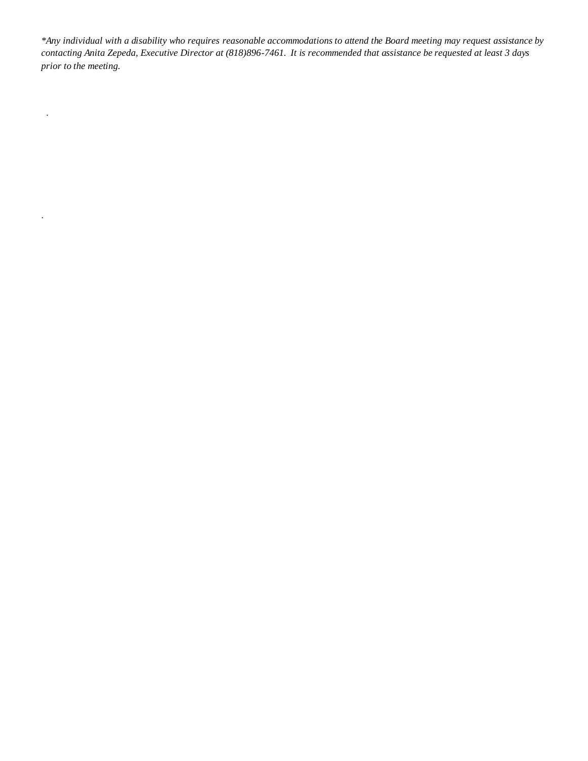*\*Any individual with a disability who requires reasonable accommodations to attend the Board meeting may request assistance by contacting Anita Zepeda, Executive Director at (818)896-7461. It is recommended that assistance be requested at least 3 days prior to the meeting.*